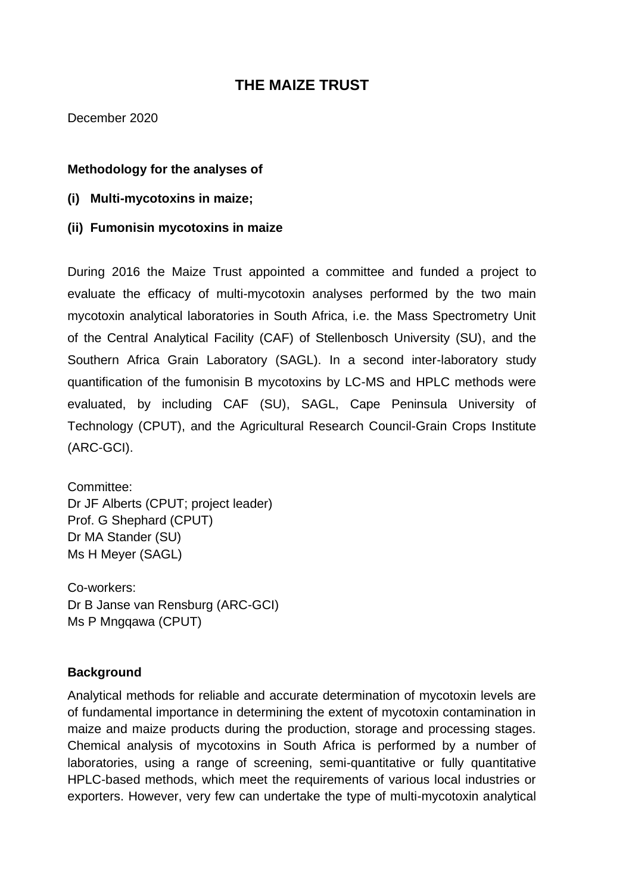# THE MAIZE TRUST

December 2020

**Methodology for the analyses of**

**(i) Multi-mycotoxins in maize;**

**(ii) Fumonisin mycotoxins in maize**

During 2016 the Maize Trust appointed a committee and funded a project to evaluate the efficacy of multi-mycotoxin analyses performed by the two main mycotoxin analytical laboratories in South Africa, i.e. the Mass Spectrometry Unit of the Central Analytical Facility (CAF) of Stellenbosch University (SU), and the Southern Africa Grain Laboratory (SAGL). In a second inter-laboratory study quantification of the fumonisin B mycotoxins by LC-MS and HPLC methods were evaluated, by including CAF (SU), SAGL, Cape Peninsula University of Technology (CPUT), and the Agricultural Research Council-Grain Crops Institute (ARC-GCI).

Committee:
Dr JF Alberts (CPUT; project leader)
Prof. G Shephard (CPUT)
Dr MA Stander (SU)
Ms H Meyer (SAGL)

Co-workers:
Dr B Janse van Rensburg (ARC-GCI)
Ms P Mngqawa (CPUT)

**Background**

Analytical methods for reliable and accurate determination of mycotoxin levels are of fundamental importance in determining the extent of mycotoxin contamination in maize and maize products during the production, storage and processing stages. Chemical analysis of mycotoxins in South Africa is performed by a number of laboratories, using a range of screening, semi-quantitative or fully quantitative HPLC-based methods, which meet the requirements of various local industries or exporters. However, very few can undertake the type of multi-mycotoxin analytical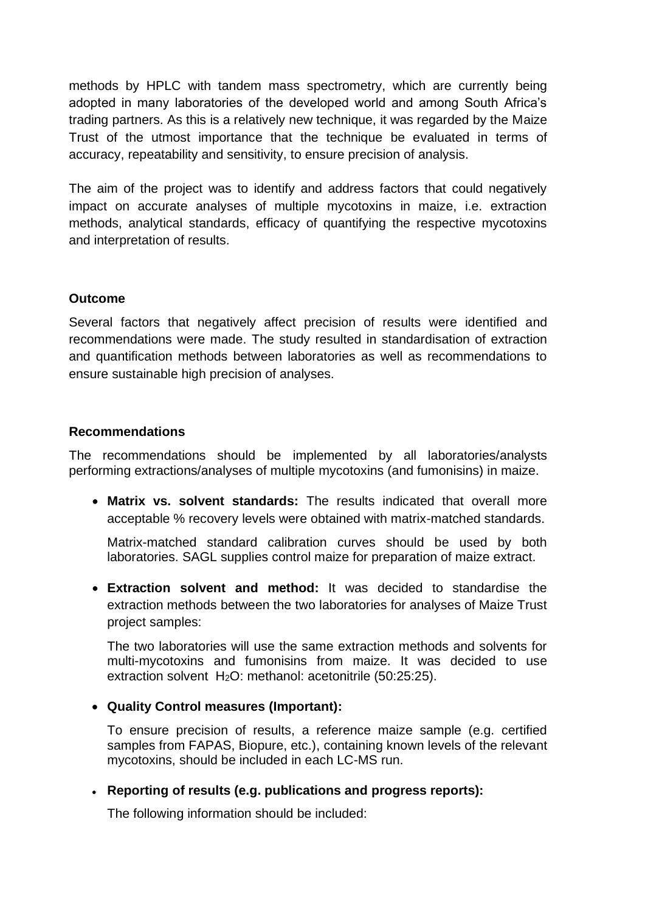methods by HPLC with tandem mass spectrometry, which are currently being adopted in many laboratories of the developed world and among South Africa's trading partners. As this is a relatively new technique, it was regarded by the Maize Trust of the utmost importance that the technique be evaluated in terms of accuracy, repeatability and sensitivity, to ensure precision of analysis.

The aim of the project was to identify and address factors that could negatively impact on accurate analyses of multiple mycotoxins in maize, i.e. extraction methods, analytical standards, efficacy of quantifying the respective mycotoxins and interpretation of results.

**Outcome**

Several factors that negatively affect precision of results were identified and recommendations were made. The study resulted in standardisation of extraction and quantification methods between laboratories as well as recommendations to ensure sustainable high precision of analyses.

**Recommendations**

The recommendations should be implemented by all laboratories/analysts performing extractions/analyses of multiple mycotoxins (and fumonisins) in maize.

- **Matrix vs. solvent standards:** The results indicated that overall more acceptable % recovery levels were obtained with matrix-matched standards.

  Matrix-matched standard calibration curves should be used by both laboratories. SAGL supplies control maize for preparation of maize extract.

- **Extraction solvent and method:** It was decided to standardise the extraction methods between the two laboratories for analyses of Maize Trust project samples:

  The two laboratories will use the same extraction methods and solvents for multi-mycotoxins and fumonisins from maize. It was decided to use extraction solvent $H_2O$: methanol: acetonitrile (50:25:25).

- **Quality Control measures (Important):**

  To ensure precision of results, a reference maize sample (e.g. certified samples from FAPAS, Biopure, etc.), containing known levels of the relevant mycotoxins, should be included in each LC-MS run.

- **Reporting of results (e.g. publications and progress reports):**

  The following information should be included: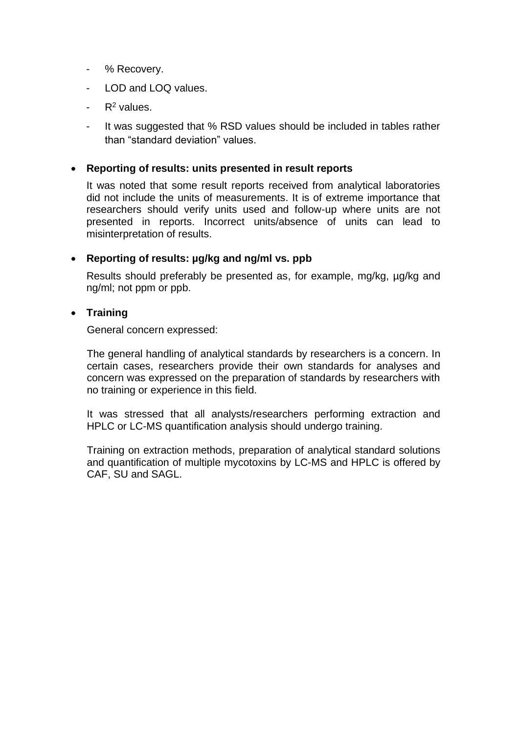- % Recovery.
- LOD and LOQ values.
- $R^2$ values.
- It was suggested that % RSD values should be included in tables rather than "standard deviation" values.

- **Reporting of results: units presented in result reports**

  It was noted that some result reports received from analytical laboratories did not include the units of measurements. It is of extreme importance that researchers should verify units used and follow-up where units are not presented in reports. Incorrect units/absence of units can lead to misinterpretation of results.

- **Reporting of results: µg/kg and ng/ml vs. ppb**

  Results should preferably be presented as, for example, mg/kg, µg/kg and ng/ml; not ppm or ppb.

- **Training**

  General concern expressed:

  The general handling of analytical standards by researchers is a concern. In certain cases, researchers provide their own standards for analyses and concern was expressed on the preparation of standards by researchers with no training or experience in this field.

  It was stressed that all analysts/researchers performing extraction and HPLC or LC-MS quantification analysis should undergo training.

  Training on extraction methods, preparation of analytical standard solutions and quantification of multiple mycotoxins by LC-MS and HPLC is offered by CAF, SU and SAGL.